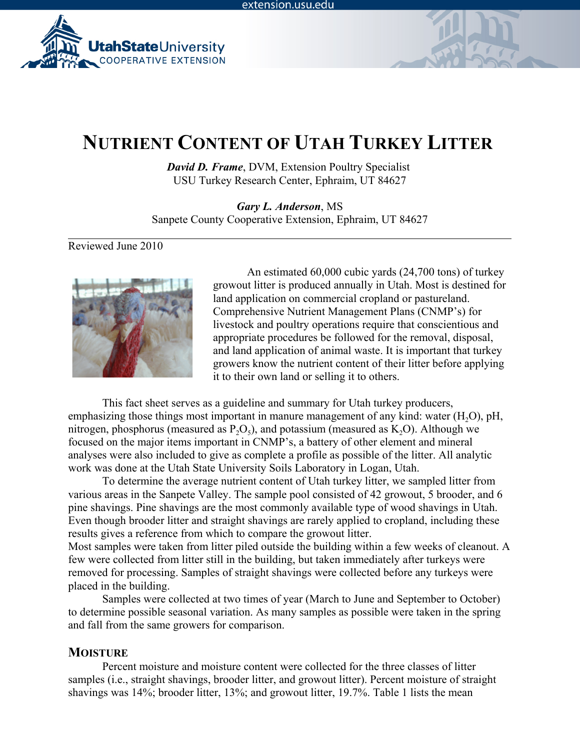# NUTRIENT CONTENT OF UTAH TURKEY LITTER

***David D. Frame***, DVM, Extension Poultry Specialist
USU Turkey Research Center, Ephraim, UT 84627

***Gary L. Anderson***, MS
Sanpete County Cooperative Extension, Ephraim, UT 84627

Reviewed June 2010

An estimated 60,000 cubic yards (24,700 tons) of turkey growout litter is produced annually in Utah. Most is destined for land application on commercial cropland or pastureland. Comprehensive Nutrient Management Plans (CNMP's) for livestock and poultry operations require that conscientious and appropriate procedures be followed for the removal, disposal, and land application of animal waste. It is important that turkey growers know the nutrient content of their litter before applying it to their own land or selling it to others.

This fact sheet serves as a guideline and summary for Utah turkey producers, emphasizing those things most important in manure management of any kind: water ($H_2O$), pH, nitrogen, phosphorus (measured as $P_2O_5$), and potassium (measured as $K_2O$). Although we focused on the major items important in CNMP's, a battery of other element and mineral analyses were also included to give as complete a profile as possible of the litter. All analytic work was done at the Utah State University Soils Laboratory in Logan, Utah.

To determine the average nutrient content of Utah turkey litter, we sampled litter from various areas in the Sanpete Valley. The sample pool consisted of 42 growout, 5 brooder, and 6 pine shavings. Pine shavings are the most commonly available type of wood shavings in Utah. Even though brooder litter and straight shavings are rarely applied to cropland, including these results gives a reference from which to compare the growout litter.

Most samples were taken from litter piled outside the building within a few weeks of cleanout. A few were collected from litter still in the building, but taken immediately after turkeys were removed for processing. Samples of straight shavings were collected before any turkeys were placed in the building.

Samples were collected at two times of year (March to June and September to October) to determine possible seasonal variation. As many samples as possible were taken in the spring and fall from the same growers for comparison.

## MOISTURE

Percent moisture and moisture content were collected for the three classes of litter samples (i.e., straight shavings, brooder litter, and growout litter). Percent moisture of straight shavings was 14%; brooder litter, 13%; and growout litter, 19.7%. Table 1 lists the mean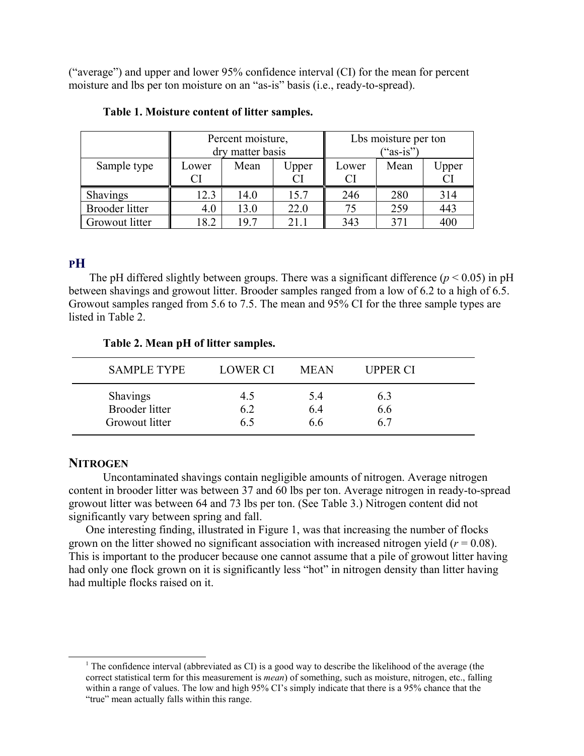("average") and upper and lower 95% confidence interval (CI) for the mean for percent moisture and lbs per ton moisture on an "as-is" basis (i.e., ready-to-spread).

**Table 1. Moisture content of litter samples.**

| | Percent moisture, dry matter basis | | | Lbs moisture per ton ("as-is") | | |
|---|---|---|---|---|---|---|
| Sample type | Lower CI | Mean | Upper CI | Lower CI | Mean | Upper CI |
| Shavings | 12.3 | 14.0 | 15.7 | 246 | 280 | 314 |
| Brooder litter | 4.0 | 13.0 | 22.0 | 75 | 259 | 443 |
| Growout litter | 18.2 | 19.7 | 21.1 | 343 | 371 | 400 |

## pH

The pH differed slightly between groups. There was a significant difference ($p < 0.05$) in pH between shavings and growout litter. Brooder samples ranged from a low of 6.2 to a high of 6.5. Growout samples ranged from 5.6 to 7.5. The mean and 95% CI for the three sample types are listed in Table 2.

**Table 2. Mean pH of litter samples.**

| SAMPLE TYPE | LOWER CI | MEAN | UPPER CI |
|---|---|---|---|
| Shavings | 4.5 | 5.4 | 6.3 |
| Brooder litter | 6.2 | 6.4 | 6.6 |
| Growout litter | 6.5 | 6.6 | 6.7 |

## Nitrogen

Uncontaminated shavings contain negligible amounts of nitrogen. Average nitrogen content in brooder litter was between 37 and 60 lbs per ton. Average nitrogen in ready-to-spread growout litter was between 64 and 73 lbs per ton. (See Table 3.) Nitrogen content did not significantly vary between spring and fall.

One interesting finding, illustrated in Figure 1, was that increasing the number of flocks grown on the litter showed no significant association with increased nitrogen yield ($r = 0.08$). This is important to the producer because one cannot assume that a pile of growout litter having had only one flock grown on it is significantly less "hot" in nitrogen density than litter having had multiple flocks raised on it.

[1] The confidence interval (abbreviated as CI) is a good way to describe the likelihood of the average (the correct statistical term for this measurement is *mean*) of something, such as moisture, nitrogen, etc., falling within a range of values. The low and high 95% CI's simply indicate that there is a 95% chance that the "true" mean actually falls within this range.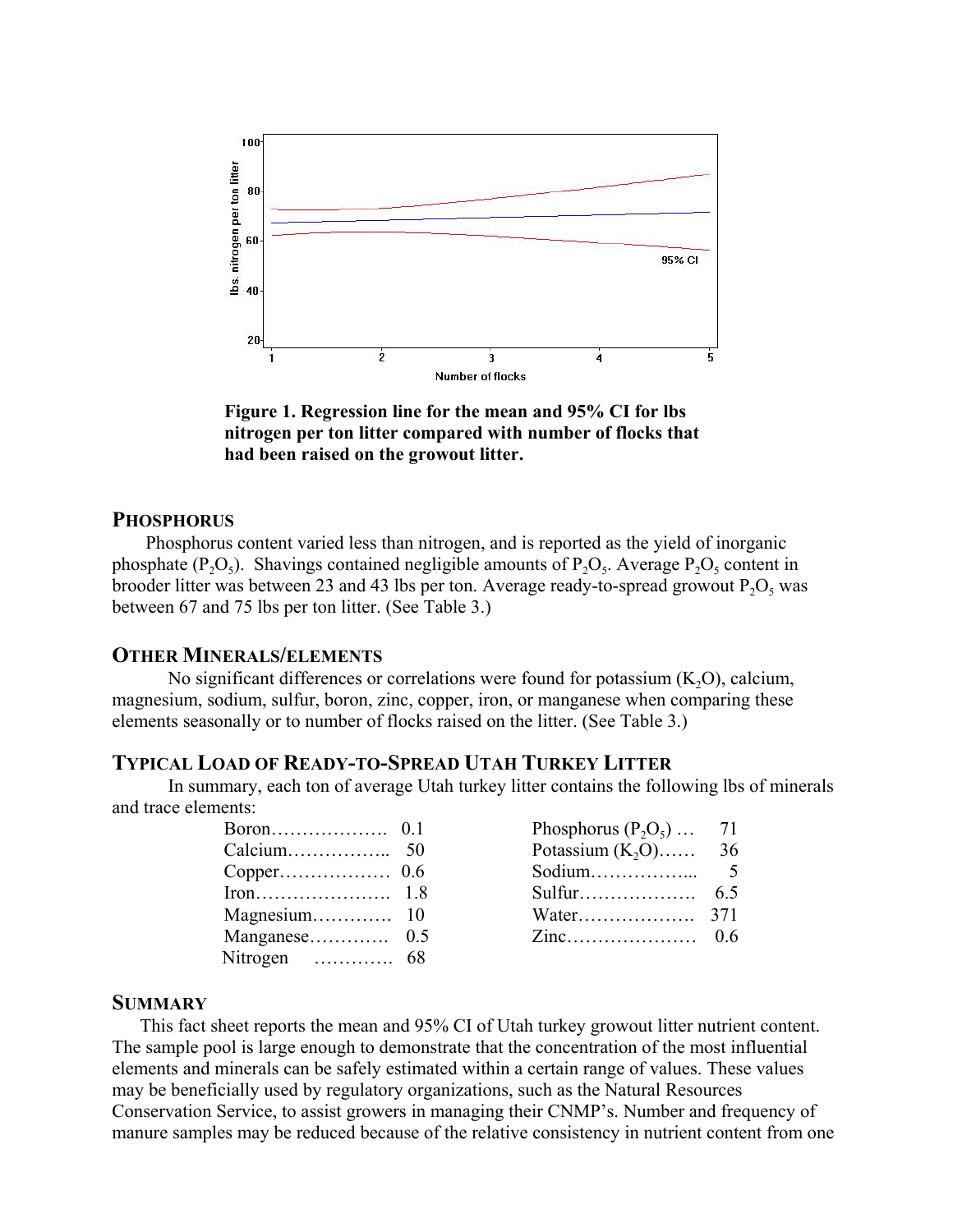**Figure 1. Regression line for the mean and 95% CI for lbs nitrogen per ton litter compared with number of flocks that had been raised on the growout litter.**

## PHOSPHORUS

Phosphorus content varied less than nitrogen, and is reported as the yield of inorganic phosphate ($P_2O_5$). Shavings contained negligible amounts of $P_2O_5$. Average $P_2O_5$ content in brooder litter was between 23 and 43 lbs per ton. Average ready-to-spread growout $P_2O_5$ was between 67 and 75 lbs per ton litter. (See Table 3.)

## OTHER MINERALS/ELEMENTS

No significant differences or correlations were found for potassium ($K_2O$), calcium, magnesium, sodium, sulfur, boron, zinc, copper, iron, or manganese when comparing these elements seasonally or to number of flocks raised on the litter. (See Table 3.)

## TYPICAL LOAD OF READY-TO-SPREAD UTAH TURKEY LITTER

In summary, each ton of average Utah turkey litter contains the following lbs of minerals and trace elements:

| Element | lbs | Element | lbs |
|---|---|---|---|
| Boron | 0.1 | Phosphorus ($P_2O_5$) | 71 |
| Calcium | 50 | Potassium ($K_2O$) | 36 |
| Copper | 0.6 | Sodium | 5 |
| Iron | 1.8 | Sulfur | 6.5 |
| Magnesium | 10 | Water | 371 |
| Manganese | 0.5 | Zinc | 0.6 |
| Nitrogen | 68 | | |

## SUMMARY

This fact sheet reports the mean and 95% CI of Utah turkey growout litter nutrient content. The sample pool is large enough to demonstrate that the concentration of the most influential elements and minerals can be safely estimated within a certain range of values. These values may be beneficially used by regulatory organizations, such as the Natural Resources Conservation Service, to assist growers in managing their CNMP's. Number and frequency of manure samples may be reduced because of the relative consistency in nutrient content from one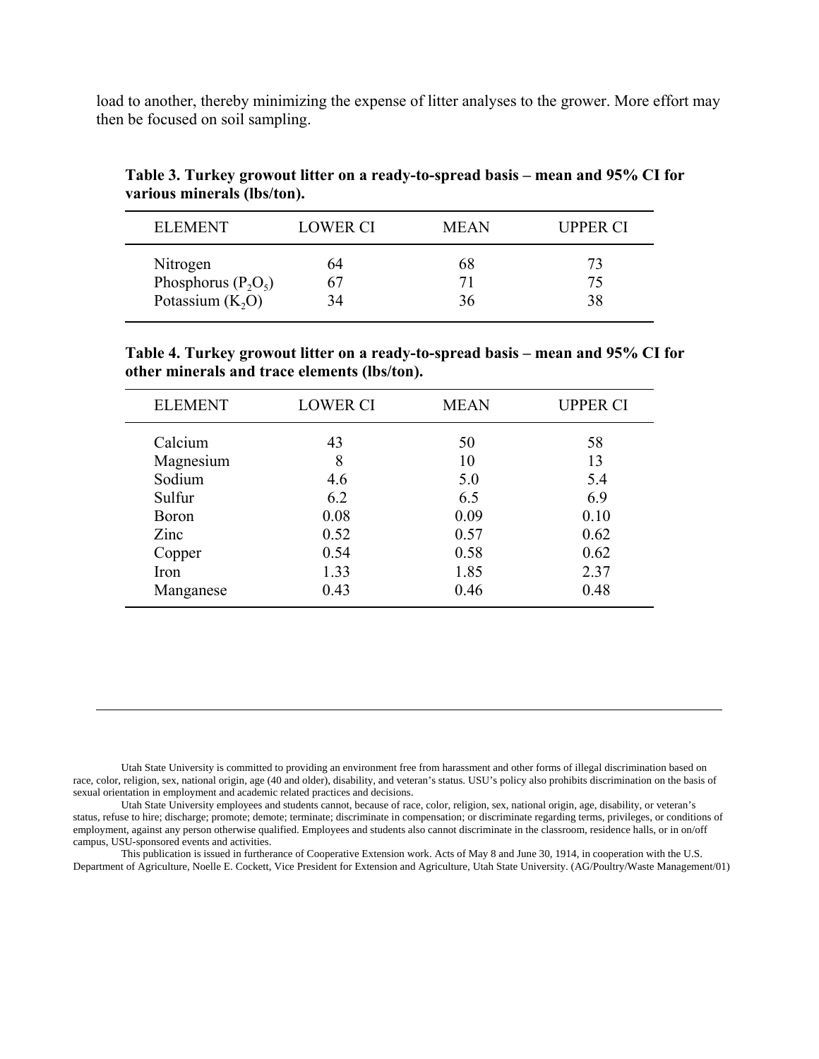load to another, thereby minimizing the expense of litter analyses to the grower. More effort may then be focused on soil sampling.

**Table 3. Turkey growout litter on a ready-to-spread basis – mean and 95% CI for various minerals (lbs/ton).**

| ELEMENT | LOWER CI | MEAN | UPPER CI |
|---|---|---|---|
| Nitrogen | 64 | 68 | 73 |
| Phosphorus ($P_2O_5$) | 67 | 71 | 75 |
| Potassium ($K_2O$) | 34 | 36 | 38 |

**Table 4. Turkey growout litter on a ready-to-spread basis – mean and 95% CI for other minerals and trace elements (lbs/ton).**

| ELEMENT | LOWER CI | MEAN | UPPER CI |
|---|---|---|---|
| Calcium | 43 | 50 | 58 |
| Magnesium | 8 | 10 | 13 |
| Sodium | 4.6 | 5.0 | 5.4 |
| Sulfur | 6.2 | 6.5 | 6.9 |
| Boron | 0.08 | 0.09 | 0.10 |
| Zinc | 0.52 | 0.57 | 0.62 |
| Copper | 0.54 | 0.58 | 0.62 |
| Iron | 1.33 | 1.85 | 2.37 |
| Manganese | 0.43 | 0.46 | 0.48 |

---

Utah State University is committed to providing an environment free from harassment and other forms of illegal discrimination based on race, color, religion, sex, national origin, age (40 and older), disability, and veteran's status. USU's policy also prohibits discrimination on the basis of sexual orientation in employment and academic related practices and decisions.

Utah State University employees and students cannot, because of race, color, religion, sex, national origin, age, disability, or veteran's status, refuse to hire; discharge; promote; demote; terminate; discriminate in compensation; or discriminate regarding terms, privileges, or conditions of employment, against any person otherwise qualified. Employees and students also cannot discriminate in the classroom, residence halls, or in on/off campus, USU-sponsored events and activities.

This publication is issued in furtherance of Cooperative Extension work. Acts of May 8 and June 30, 1914, in cooperation with the U.S. Department of Agriculture, Noelle E. Cockett, Vice President for Extension and Agriculture, Utah State University. (AG/Poultry/Waste Management/01)